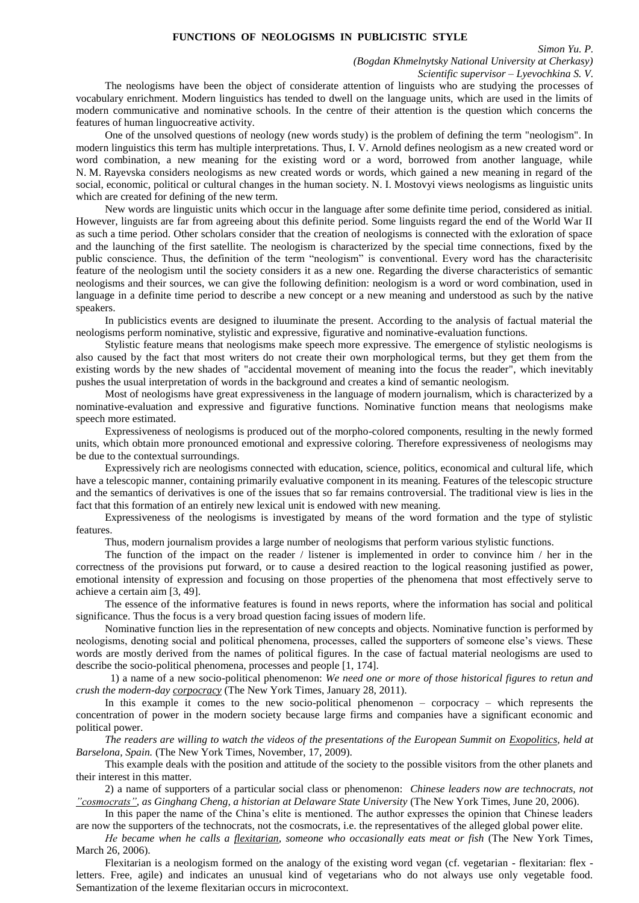# FUNCTIONS OF NEOLOGISMS IN PUBLICISTIC STYLE

*Simon Yu. P.*
*(Bogdan Khmelnytsky National University at Cherkasy)*
*Scientific supervisor – Lyevochkina S. V.*

The neologisms have been the object of considerate attention of linguists who are studying the processes of vocabulary enrichment. Modern linguistics has tended to dwell on the language units, which are used in the limits of modern communicative and nominative schools. In the centre of their attention is the question which concerns the features of human linguocreative activity.

One of the unsolved questions of neology (new words study) is the problem of defining the term "neologism". In modern linguistics this term has multiple interpretations. Thus, I. V. Arnold defines neologism as a new created word or word combination, a new meaning for the existing word or a word, borrowed from another language, while N. M. Rayevska considers neologisms as new created words or words, which gained a new meaning in regard of the social, economic, political or cultural changes in the human society. N. I. Mostovyi views neologisms as linguistic units which are created for defining of the new term.

New words are linguistic units which occur in the language after some definite time period, considered as initial. However, linguists are far from agreeing about this definite period. Some linguists regard the end of the World War II as such a time period. Other scholars consider that the creation of neologisms is connected with the exloration of space and the launching of the first satellite. The neologism is characterized by the special time connections, fixed by the public conscience. Thus, the definition of the term "neologism" is conventional. Every word has the characterisitc feature of the neologism until the society considers it as a new one. Regarding the diverse characteristics of semantic neologisms and their sources, we can give the following definition: neologism is a word or word combination, used in language in a definite time period to describe a new concept or a new meaning and understood as such by the native speakers.

In publicistics events are designed to iluuminate the present. According to the analysis of factual material the neologisms perform nominative, stylistic and expressive, figurative and nominative-evaluation functions.

Stylistic feature means that neologisms make speech more expressive. The emergence of stylistic neologisms is also caused by the fact that most writers do not create their own morphological terms, but they get them from the existing words by the new shades of "accidental movement of meaning into the focus the reader", which inevitably pushes the usual interpretation of words in the background and creates a kind of semantic neologism.

Most of neologisms have great expressiveness in the language of modern journalism, which is characterized by a nominative-evaluation and expressive and figurative functions. Nominative function means that neologisms make speech more estimated.

Expressiveness of neologisms is produced out of the morpho-colored components, resulting in the newly formed units, which obtain more pronounced emotional and expressive coloring. Therefore expressiveness of neologisms may be due to the contextual surroundings.

Expressively rich are neologisms connected with education, science, politics, economical and cultural life, which have a telescopic manner, containing primarily evaluative component in its meaning. Features of the telescopic structure and the semantics of derivatives is one of the issues that so far remains controversial. The traditional view is lies in the fact that this formation of an entirely new lexical unit is endowed with new meaning.

Expressiveness of the neologisms is investigated by means of the word formation and the type of stylistic features.

Thus, modern journalism provides a large number of neologisms that perform various stylistic functions.

The function of the impact on the reader / listener is implemented in order to convince him / her in the correctness of the provisions put forward, or to cause a desired reaction to the logical reasoning justified as power, emotional intensity of expression and focusing on those properties of the phenomena that most effectively serve to achieve a certain aim [3, 49].

The essence of the informative features is found in news reports, where the information has social and political significance. Thus the focus is a very broad question facing issues of modern life.

Nominative function lies in the representation of new concepts and objects. Nominative function is performed by neologisms, denoting social and political phenomena, processes, called the supporters of someone else's views. These words are mostly derived from the names of political figures. In the case of factual material neologisms are used to describe the socio-political phenomena, processes and people [1, 174].

1) a name of a new socio-political phenomenon: *We need one or more of those historical figures to retun and crush the modern-day corpocracy* (The New York Times, January 28, 2011).

In this example it comes to the new socio-political phenomenon – corpocracy – which represents the concentration of power in the modern society because large firms and companies have a significant economic and political power.

*The readers are willing to watch the videos of the presentations of the European Summit on Exopolitics, held at Barselona, Spain.* (The New York Times, November, 17, 2009).

This example deals with the position and attitude of the society to the possible visitors from the other planets and their interest in this matter.

2) a name of supporters of a particular social class or phenomenon: *Chinese leaders now are technocrats, not "cosmocrats", as Ginghang Cheng, a historian at Delaware State University* (The New York Times, June 20, 2006).

In this paper the name of the China's elite is mentioned. The author expresses the opinion that Chinese leaders are now the supporters of the technocrats, not the cosmocrats, i.e. the representatives of the alleged global power elite.

*He became when he calls a flexitarian, someone who occasionally eats meat or fish* (The New York Times, March 26, 2006).

Flexitarian is a neologism formed on the analogy of the existing word vegan (cf. vegetarian - flexitarian: flex - letters. Free, agile) and indicates an unusual kind of vegetarians who do not always use only vegetable food. Semantization of the lexeme flexitarian occurs in microcontext.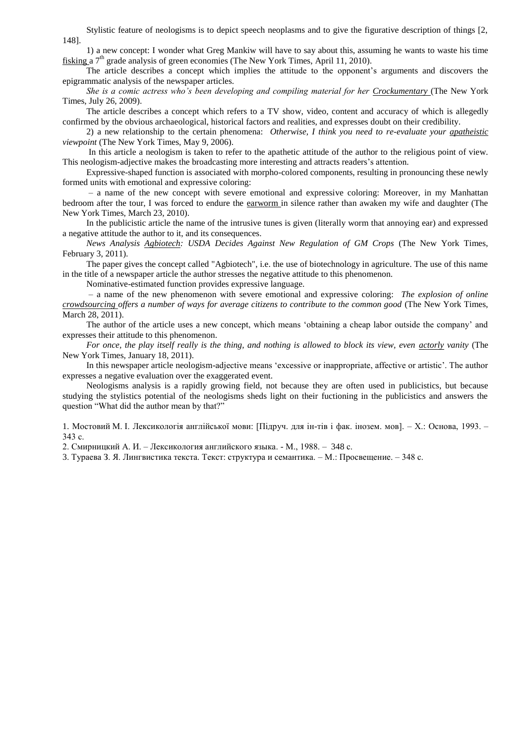Stylistic feature of neologisms is to depict speech neoplasms and to give the figurative description of things [2, 148].

1) a new concept: I wonder what Greg Mankiw will have to say about this, assuming he wants to waste his time fisking a 7th grade analysis of green economies (The New York Times, April 11, 2010).

The article describes a concept which implies the attitude to the opponent's arguments and discovers the epigrammatic analysis of the newspaper articles.

*She is a comic actress who's been developing and compiling material for her Crockumentary* (The New York Times, July 26, 2009).

The article describes a concept which refers to a TV show, video, content and accuracy of which is allegedly confirmed by the obvious archaeological, historical factors and realities, and expresses doubt on their credibility.

2) a new relationship to the certain phenomena: *Otherwise, I think you need to re-evaluate your apatheistic viewpoint* (The New York Times, May 9, 2006).

In this article a neologism is taken to refer to the apathetic attitude of the author to the religious point of view. This neologism-adjective makes the broadcasting more interesting and attracts readers's attention.

Expressive-shaped function is associated with morpho-colored components, resulting in pronouncing these newly formed units with emotional and expressive coloring:

– a name of the new concept with severe emotional and expressive coloring: Moreover, in my Manhattan bedroom after the tour, I was forced to endure the earworm in silence rather than awaken my wife and daughter (The New York Times, March 23, 2010).

In the publicistic article the name of the intrusive tunes is given (literally worm that annoying ear) and expressed a negative attitude the author to it, and its consequences.

*News Analysis Agbiotech: USDA Decides Against New Regulation of GM Crops* (The New York Times, February 3, 2011).

The paper gives the concept called "Agbiotech", i.e. the use of biotechnology in agriculture. The use of this name in the title of a newspaper article the author stresses the negative attitude to this phenomenon.

Nominative-estimated function provides expressive language.

– a name of the new phenomenon with severe emotional and expressive coloring: *The explosion of online crowdsourcing offers a number of ways for average citizens to contribute to the common good* (The New York Times, March 28, 2011).

The author of the article uses a new concept, which means 'obtaining a cheap labor outside the company' and expresses their attitude to this phenomenon.

*For once, the play itself really is the thing, and nothing is allowed to block its view, even actorly vanity* (The New York Times, January 18, 2011).

In this newspaper article neologism-adjective means 'excessive or inappropriate, affective or artistic'. The author expresses a negative evaluation over the exaggerated event.

Neologisms analysis is a rapidly growing field, not because they are often used in publicistics, but because studying the stylistics potential of the neologisms sheds light on their fuctioning in the publicistics and answers the question "What did the author mean by that?"

1. Мостовий М. І. Лексикологія англійської мови: [Підруч. для ін-тів і фак. інозем. мов]. – Х.: Основа, 1993. – 343 с.
2. Смирницкий А. И. – Лексикология английского языка. - М., 1988. – 348 с.
3. Тураева З. Я. Лингвистика текста. Текст: структура и семантика. – М.: Просвещение. – 348 с.